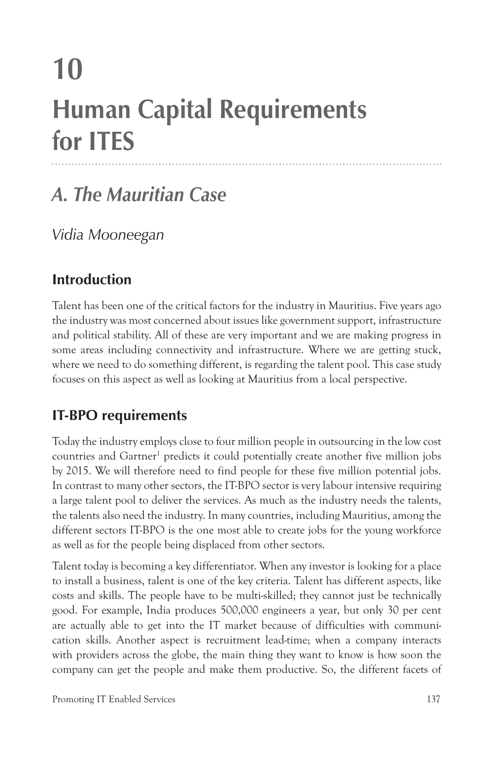# 10 Human Capital Requirements for ITES

## *A. The Mauritian Case*

*Vidia Mooneegan*

### Introduction

Talent has been one of the critical factors for the industry in Mauritius. Five years ago the industry was most concerned about issues like government support, infrastructure and political stability. All of these are very important and we are making progress in some areas including connectivity and infrastructure. Where we are getting stuck, where we need to do something different, is regarding the talent pool. This case study focuses on this aspect as well as looking at Mauritius from a local perspective.

### IT-BPO requirements

Today the industry employs close to four million people in outsourcing in the low cost countries and Gartner[1] predicts it could potentially create another five million jobs by 2015. We will therefore need to find people for these five million potential jobs. In contrast to many other sectors, the IT-BPO sector is very labour intensive requiring a large talent pool to deliver the services. As much as the industry needs the talents, the talents also need the industry. In many countries, including Mauritius, among the different sectors IT-BPO is the one most able to create jobs for the young workforce as well as for the people being displaced from other sectors.

Talent today is becoming a key differentiator. When any investor is looking for a place to install a business, talent is one of the key criteria. Talent has different aspects, like costs and skills. The people have to be multi-skilled; they cannot just be technically good. For example, India produces 500,000 engineers a year, but only 30 per cent are actually able to get into the IT market because of difficulties with communication skills. Another aspect is recruitment lead-time; when a company interacts with providers across the globe, the main thing they want to know is how soon the company can get the people and make them productive. So, the different facets of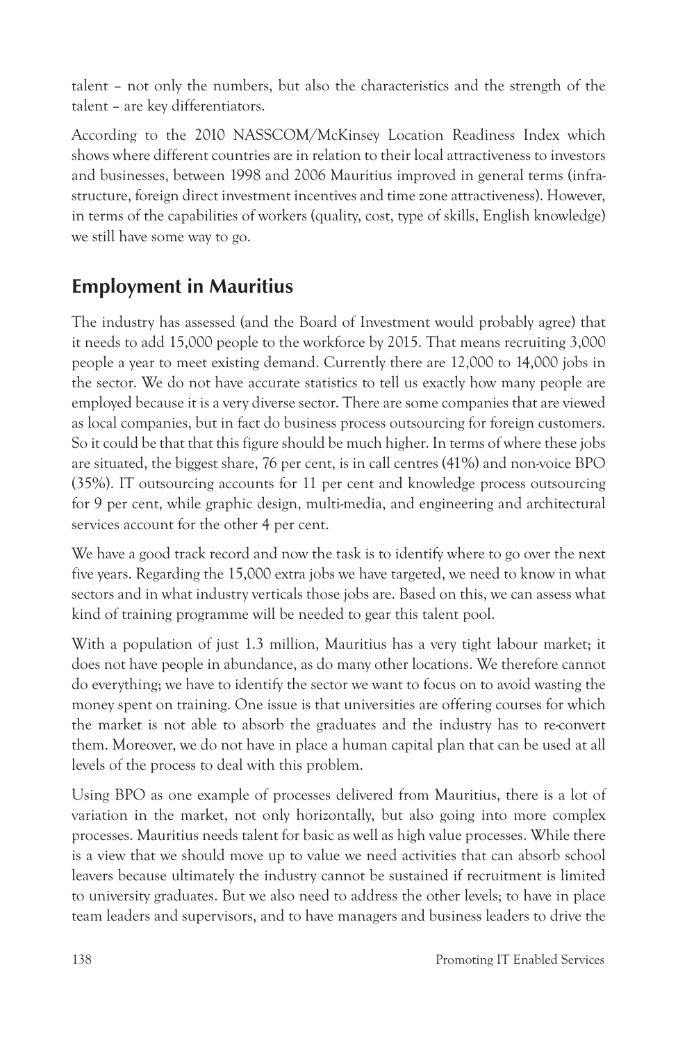talent – not only the numbers, but also the characteristics and the strength of the talent – are key differentiators.

According to the 2010 NASSCOM/McKinsey Location Readiness Index which shows where different countries are in relation to their local attractiveness to investors and businesses, between 1998 and 2006 Mauritius improved in general terms (infrastructure, foreign direct investment incentives and time zone attractiveness). However, in terms of the capabilities of workers (quality, cost, type of skills, English knowledge) we still have some way to go.

## Employment in Mauritius

The industry has assessed (and the Board of Investment would probably agree) that it needs to add 15,000 people to the workforce by 2015. That means recruiting 3,000 people a year to meet existing demand. Currently there are 12,000 to 14,000 jobs in the sector. We do not have accurate statistics to tell us exactly how many people are employed because it is a very diverse sector. There are some companies that are viewed as local companies, but in fact do business process outsourcing for foreign customers. So it could be that that this figure should be much higher. In terms of where these jobs are situated, the biggest share, 76 per cent, is in call centres (41%) and non-voice BPO (35%). IT outsourcing accounts for 11 per cent and knowledge process outsourcing for 9 per cent, while graphic design, multi-media, and engineering and architectural services account for the other 4 per cent.

We have a good track record and now the task is to identify where to go over the next five years. Regarding the 15,000 extra jobs we have targeted, we need to know in what sectors and in what industry verticals those jobs are. Based on this, we can assess what kind of training programme will be needed to gear this talent pool.

With a population of just 1.3 million, Mauritius has a very tight labour market; it does not have people in abundance, as do many other locations. We therefore cannot do everything; we have to identify the sector we want to focus on to avoid wasting the money spent on training. One issue is that universities are offering courses for which the market is not able to absorb the graduates and the industry has to re-convert them. Moreover, we do not have in place a human capital plan that can be used at all levels of the process to deal with this problem.

Using BPO as one example of processes delivered from Mauritius, there is a lot of variation in the market, not only horizontally, but also going into more complex processes. Mauritius needs talent for basic as well as high value processes. While there is a view that we should move up to value we need activities that can absorb school leavers because ultimately the industry cannot be sustained if recruitment is limited to university graduates. But we also need to address the other levels; to have in place team leaders and supervisors, and to have managers and business leaders to drive the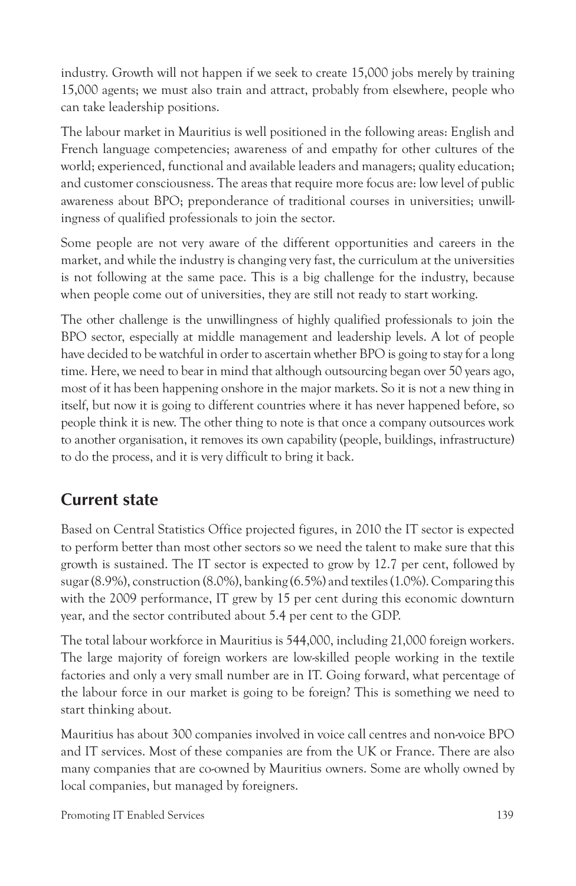industry. Growth will not happen if we seek to create 15,000 jobs merely by training 15,000 agents; we must also train and attract, probably from elsewhere, people who can take leadership positions.

The labour market in Mauritius is well positioned in the following areas: English and French language competencies; awareness of and empathy for other cultures of the world; experienced, functional and available leaders and managers; quality education; and customer consciousness. The areas that require more focus are: low level of public awareness about BPO; preponderance of traditional courses in universities; unwillingness of qualified professionals to join the sector.

Some people are not very aware of the different opportunities and careers in the market, and while the industry is changing very fast, the curriculum at the universities is not following at the same pace. This is a big challenge for the industry, because when people come out of universities, they are still not ready to start working.

The other challenge is the unwillingness of highly qualified professionals to join the BPO sector, especially at middle management and leadership levels. A lot of people have decided to be watchful in order to ascertain whether BPO is going to stay for a long time. Here, we need to bear in mind that although outsourcing began over 50 years ago, most of it has been happening onshore in the major markets. So it is not a new thing in itself, but now it is going to different countries where it has never happened before, so people think it is new. The other thing to note is that once a company outsources work to another organisation, it removes its own capability (people, buildings, infrastructure) to do the process, and it is very difficult to bring it back.

## Current state

Based on Central Statistics Office projected figures, in 2010 the IT sector is expected to perform better than most other sectors so we need the talent to make sure that this growth is sustained. The IT sector is expected to grow by 12.7 per cent, followed by sugar (8.9%), construction (8.0%), banking (6.5%) and textiles (1.0%). Comparing this with the 2009 performance, IT grew by 15 per cent during this economic downturn year, and the sector contributed about 5.4 per cent to the GDP.

The total labour workforce in Mauritius is 544,000, including 21,000 foreign workers. The large majority of foreign workers are low-skilled people working in the textile factories and only a very small number are in IT. Going forward, what percentage of the labour force in our market is going to be foreign? This is something we need to start thinking about.

Mauritius has about 300 companies involved in voice call centres and non-voice BPO and IT services. Most of these companies are from the UK or France. There are also many companies that are co-owned by Mauritius owners. Some are wholly owned by local companies, but managed by foreigners.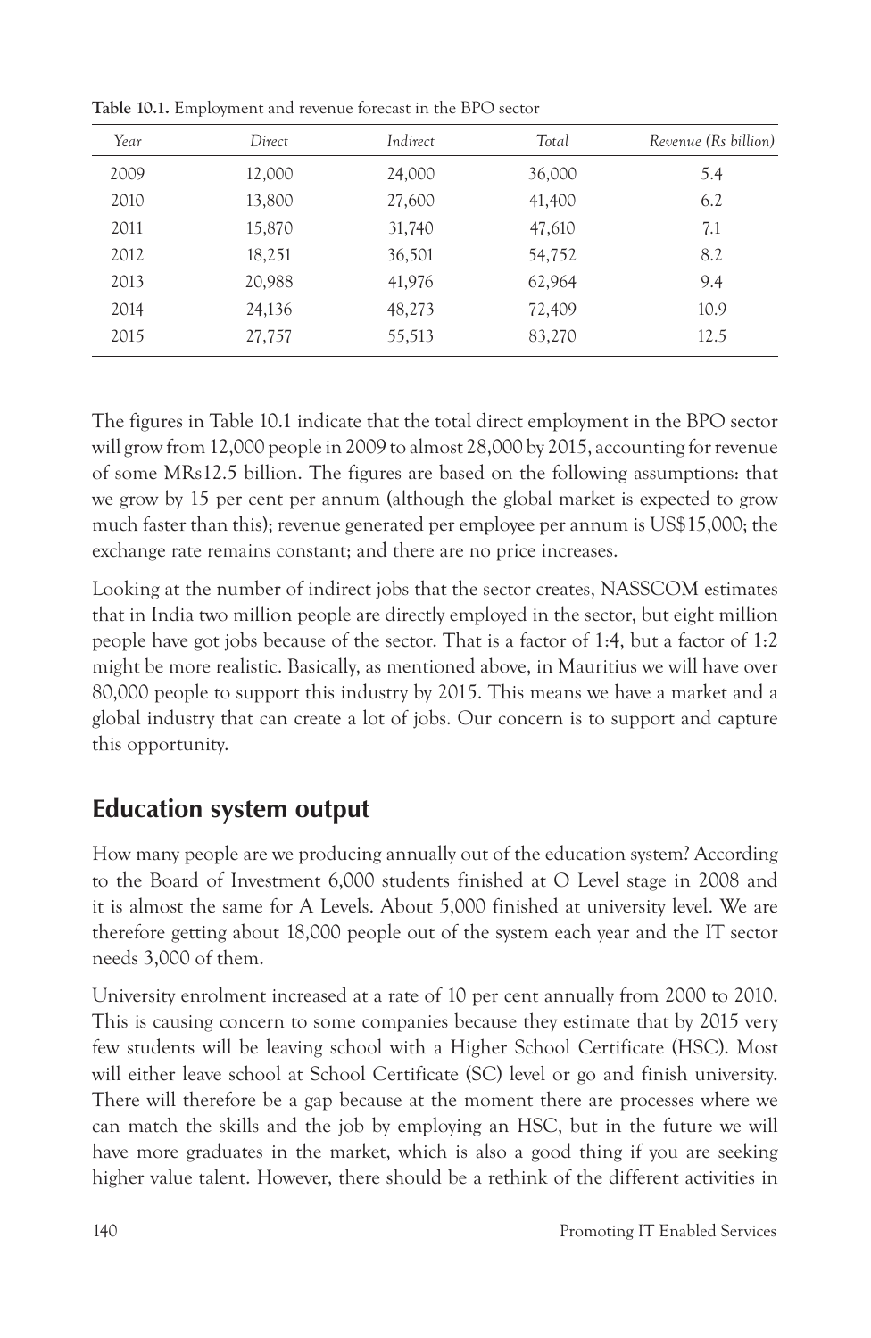**Table 10.1.** Employment and revenue forecast in the BPO sector

| *Year* | *Direct* | *Indirect* | *Total* | *Revenue (Rs billion)* |
|---|---|---|---|---|
| 2009 | 12,000 | 24,000 | 36,000 | 5.4 |
| 2010 | 13,800 | 27,600 | 41,400 | 6.2 |
| 2011 | 15,870 | 31,740 | 47,610 | 7.1 |
| 2012 | 18,251 | 36,501 | 54,752 | 8.2 |
| 2013 | 20,988 | 41,976 | 62,964 | 9.4 |
| 2014 | 24,136 | 48,273 | 72,409 | 10.9 |
| 2015 | 27,757 | 55,513 | 83,270 | 12.5 |

The figures in Table 10.1 indicate that the total direct employment in the BPO sector will grow from 12,000 people in 2009 to almost 28,000 by 2015, accounting for revenue of some MRs12.5 billion. The figures are based on the following assumptions: that we grow by 15 per cent per annum (although the global market is expected to grow much faster than this); revenue generated per employee per annum is US$15,000; the exchange rate remains constant; and there are no price increases.

Looking at the number of indirect jobs that the sector creates, NASSCOM estimates that in India two million people are directly employed in the sector, but eight million people have got jobs because of the sector. That is a factor of 1:4, but a factor of 1:2 might be more realistic. Basically, as mentioned above, in Mauritius we will have over 80,000 people to support this industry by 2015. This means we have a market and a global industry that can create a lot of jobs. Our concern is to support and capture this opportunity.

## Education system output

How many people are we producing annually out of the education system? According to the Board of Investment 6,000 students finished at O Level stage in 2008 and it is almost the same for A Levels. About 5,000 finished at university level. We are therefore getting about 18,000 people out of the system each year and the IT sector needs 3,000 of them.

University enrolment increased at a rate of 10 per cent annually from 2000 to 2010. This is causing concern to some companies because they estimate that by 2015 very few students will be leaving school with a Higher School Certificate (HSC). Most will either leave school at School Certificate (SC) level or go and finish university. There will therefore be a gap because at the moment there are processes where we can match the skills and the job by employing an HSC, but in the future we will have more graduates in the market, which is also a good thing if you are seeking higher value talent. However, there should be a rethink of the different activities in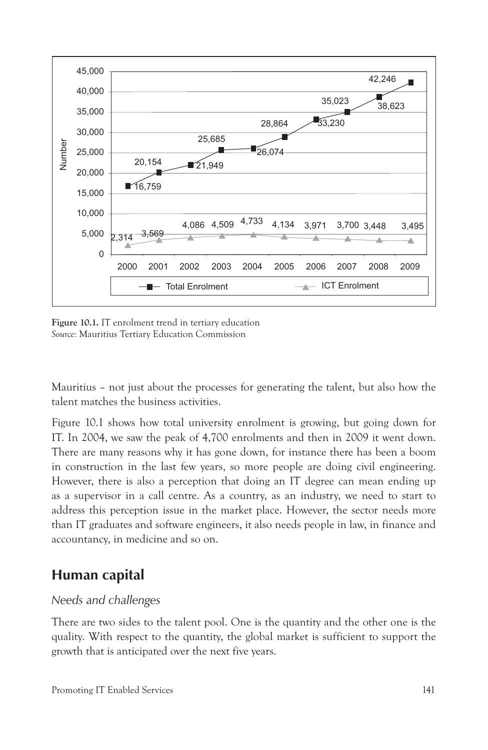| Year | Total Enrolment | ICT Enrolment |
|---|---|---|
| 2000 | 16,759 | 2,314 |
| 2001 | 20,154 | 3,569 |
| 2002 | 21,949 | 4,086 |
| 2003 | 25,685 | 4,509 |
| 2004 | 26,074 | 4,733 |
| 2005 | 28,864 | 4,134 |
| 2006 | 33,230 | 3,971 |
| 2007 | 35,023 | 3,700 |
| 2008 | 38,623 | 3,448 |
| 2009 | 42,246 | 3,495 |

**Figure 10.1.** IT enrolment trend in tertiary education
*Source:* Mauritius Tertiary Education Commission

Mauritius – not just about the processes for generating the talent, but also how the talent matches the business activities.

Figure 10.1 shows how total university enrolment is growing, but going down for IT. In 2004, we saw the peak of 4,700 enrolments and then in 2009 it went down. There are many reasons why it has gone down, for instance there has been a boom in construction in the last few years, so more people are doing civil engineering. However, there is also a perception that doing an IT degree can mean ending up as a supervisor in a call centre. As a country, as an industry, we need to start to address this perception issue in the market place. However, the sector needs more than IT graduates and software engineers, it also needs people in law, in finance and accountancy, in medicine and so on.

## Human capital

### *Needs and challenges*

There are two sides to the talent pool. One is the quantity and the other one is the quality. With respect to the quantity, the global market is sufficient to support the growth that is anticipated over the next five years.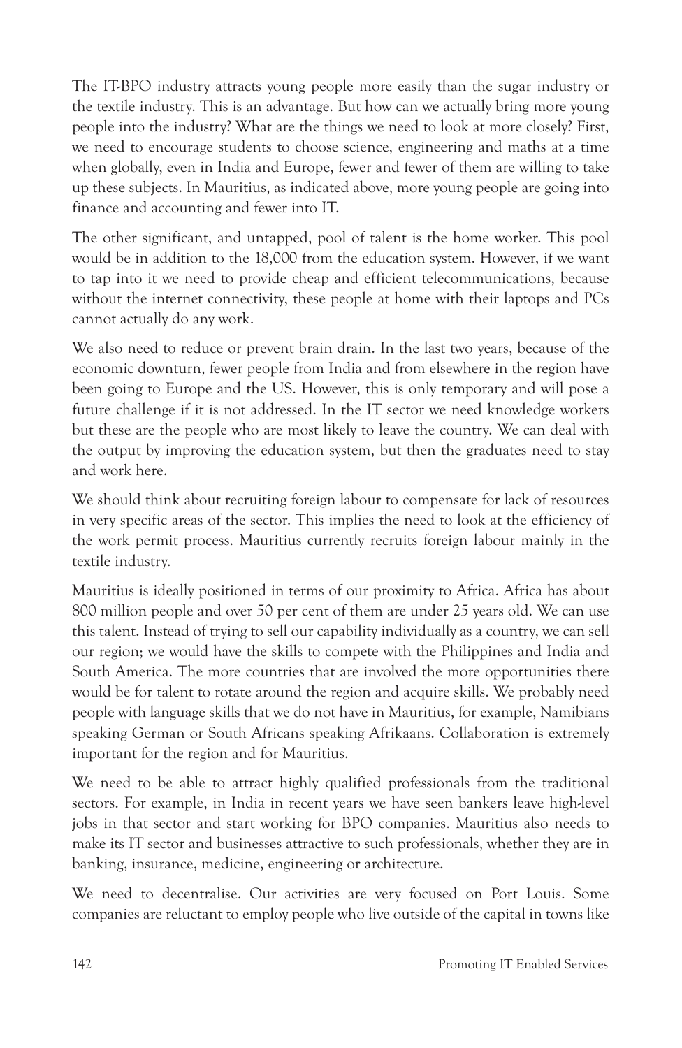The IT-BPO industry attracts young people more easily than the sugar industry or the textile industry. This is an advantage. But how can we actually bring more young people into the industry? What are the things we need to look at more closely? First, we need to encourage students to choose science, engineering and maths at a time when globally, even in India and Europe, fewer and fewer of them are willing to take up these subjects. In Mauritius, as indicated above, more young people are going into finance and accounting and fewer into IT.

The other significant, and untapped, pool of talent is the home worker. This pool would be in addition to the 18,000 from the education system. However, if we want to tap into it we need to provide cheap and efficient telecommunications, because without the internet connectivity, these people at home with their laptops and PCs cannot actually do any work.

We also need to reduce or prevent brain drain. In the last two years, because of the economic downturn, fewer people from India and from elsewhere in the region have been going to Europe and the US. However, this is only temporary and will pose a future challenge if it is not addressed. In the IT sector we need knowledge workers but these are the people who are most likely to leave the country. We can deal with the output by improving the education system, but then the graduates need to stay and work here.

We should think about recruiting foreign labour to compensate for lack of resources in very specific areas of the sector. This implies the need to look at the efficiency of the work permit process. Mauritius currently recruits foreign labour mainly in the textile industry.

Mauritius is ideally positioned in terms of our proximity to Africa. Africa has about 800 million people and over 50 per cent of them are under 25 years old. We can use this talent. Instead of trying to sell our capability individually as a country, we can sell our region; we would have the skills to compete with the Philippines and India and South America. The more countries that are involved the more opportunities there would be for talent to rotate around the region and acquire skills. We probably need people with language skills that we do not have in Mauritius, for example, Namibians speaking German or South Africans speaking Afrikaans. Collaboration is extremely important for the region and for Mauritius.

We need to be able to attract highly qualified professionals from the traditional sectors. For example, in India in recent years we have seen bankers leave high-level jobs in that sector and start working for BPO companies. Mauritius also needs to make its IT sector and businesses attractive to such professionals, whether they are in banking, insurance, medicine, engineering or architecture.

We need to decentralise. Our activities are very focused on Port Louis. Some companies are reluctant to employ people who live outside of the capital in towns like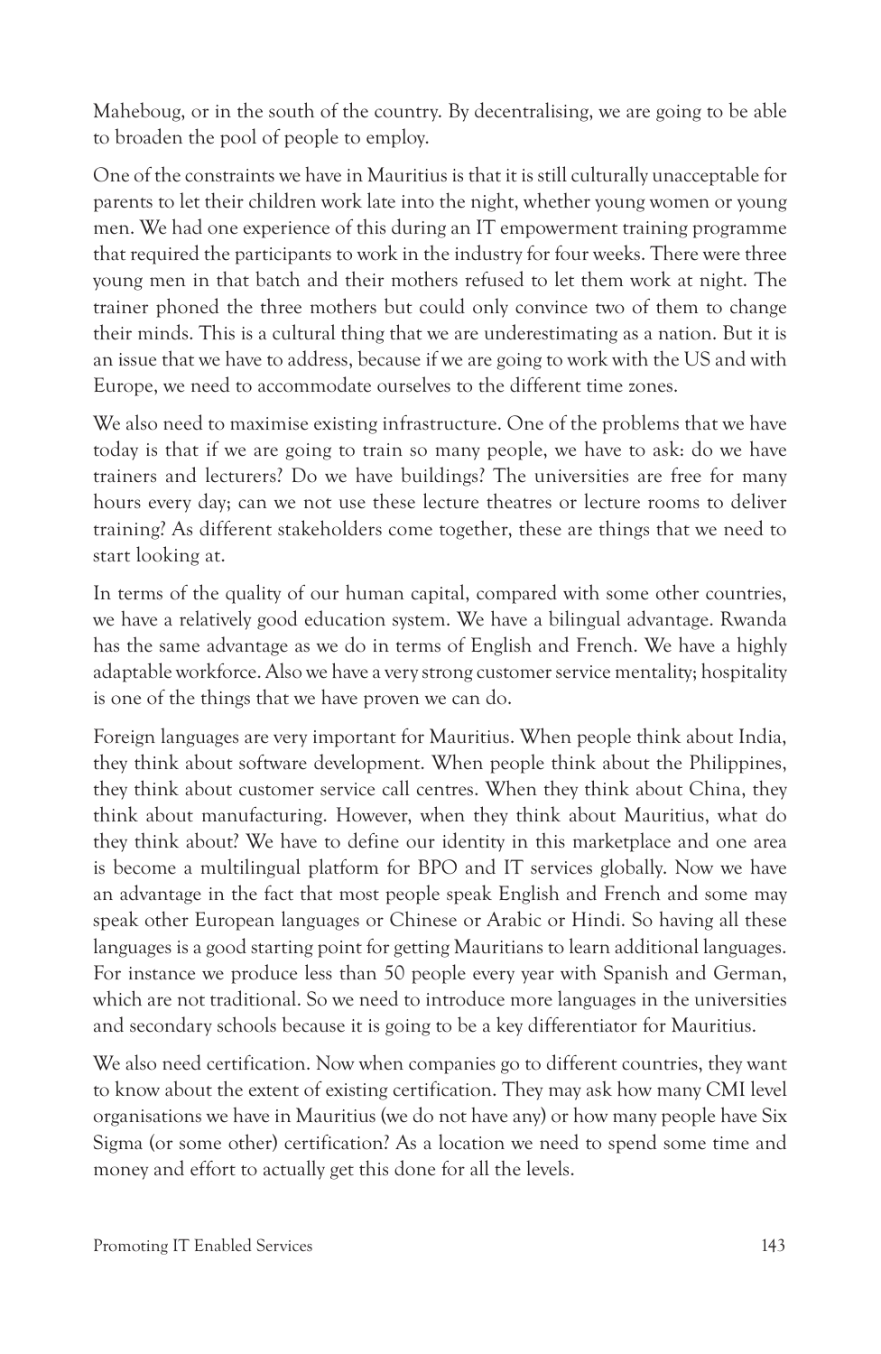Maheboug, or in the south of the country. By decentralising, we are going to be able to broaden the pool of people to employ.

One of the constraints we have in Mauritius is that it is still culturally unacceptable for parents to let their children work late into the night, whether young women or young men. We had one experience of this during an IT empowerment training programme that required the participants to work in the industry for four weeks. There were three young men in that batch and their mothers refused to let them work at night. The trainer phoned the three mothers but could only convince two of them to change their minds. This is a cultural thing that we are underestimating as a nation. But it is an issue that we have to address, because if we are going to work with the US and with Europe, we need to accommodate ourselves to the different time zones.

We also need to maximise existing infrastructure. One of the problems that we have today is that if we are going to train so many people, we have to ask: do we have trainers and lecturers? Do we have buildings? The universities are free for many hours every day; can we not use these lecture theatres or lecture rooms to deliver training? As different stakeholders come together, these are things that we need to start looking at.

In terms of the quality of our human capital, compared with some other countries, we have a relatively good education system. We have a bilingual advantage. Rwanda has the same advantage as we do in terms of English and French. We have a highly adaptable workforce. Also we have a very strong customer service mentality; hospitality is one of the things that we have proven we can do.

Foreign languages are very important for Mauritius. When people think about India, they think about software development. When people think about the Philippines, they think about customer service call centres. When they think about China, they think about manufacturing. However, when they think about Mauritius, what do they think about? We have to define our identity in this marketplace and one area is become a multilingual platform for BPO and IT services globally. Now we have an advantage in the fact that most people speak English and French and some may speak other European languages or Chinese or Arabic or Hindi. So having all these languages is a good starting point for getting Mauritians to learn additional languages. For instance we produce less than 50 people every year with Spanish and German, which are not traditional. So we need to introduce more languages in the universities and secondary schools because it is going to be a key differentiator for Mauritius.

We also need certification. Now when companies go to different countries, they want to know about the extent of existing certification. They may ask how many CMI level organisations we have in Mauritius (we do not have any) or how many people have Six Sigma (or some other) certification? As a location we need to spend some time and money and effort to actually get this done for all the levels.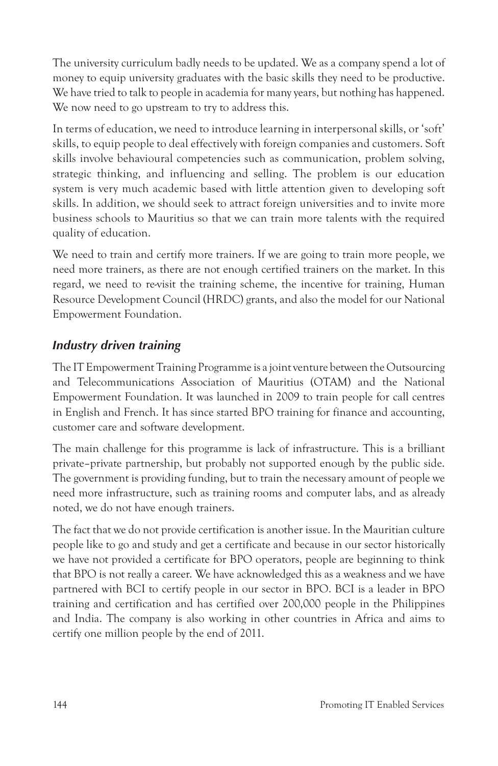The university curriculum badly needs to be updated. We as a company spend a lot of money to equip university graduates with the basic skills they need to be productive. We have tried to talk to people in academia for many years, but nothing has happened. We now need to go upstream to try to address this.

In terms of education, we need to introduce learning in interpersonal skills, or 'soft' skills, to equip people to deal effectively with foreign companies and customers. Soft skills involve behavioural competencies such as communication, problem solving, strategic thinking, and influencing and selling. The problem is our education system is very much academic based with little attention given to developing soft skills. In addition, we should seek to attract foreign universities and to invite more business schools to Mauritius so that we can train more talents with the required quality of education.

We need to train and certify more trainers. If we are going to train more people, we need more trainers, as there are not enough certified trainers on the market. In this regard, we need to re-visit the training scheme, the incentive for training, Human Resource Development Council (HRDC) grants, and also the model for our National Empowerment Foundation.

### *Industry driven training*

The IT Empowerment Training Programme is a joint venture between the Outsourcing and Telecommunications Association of Mauritius (OTAM) and the National Empowerment Foundation. It was launched in 2009 to train people for call centres in English and French. It has since started BPO training for finance and accounting, customer care and software development.

The main challenge for this programme is lack of infrastructure. This is a brilliant private–private partnership, but probably not supported enough by the public side. The government is providing funding, but to train the necessary amount of people we need more infrastructure, such as training rooms and computer labs, and as already noted, we do not have enough trainers.

The fact that we do not provide certification is another issue. In the Mauritian culture people like to go and study and get a certificate and because in our sector historically we have not provided a certificate for BPO operators, people are beginning to think that BPO is not really a career. We have acknowledged this as a weakness and we have partnered with BCI to certify people in our sector in BPO. BCI is a leader in BPO training and certification and has certified over 200,000 people in the Philippines and India. The company is also working in other countries in Africa and aims to certify one million people by the end of 2011.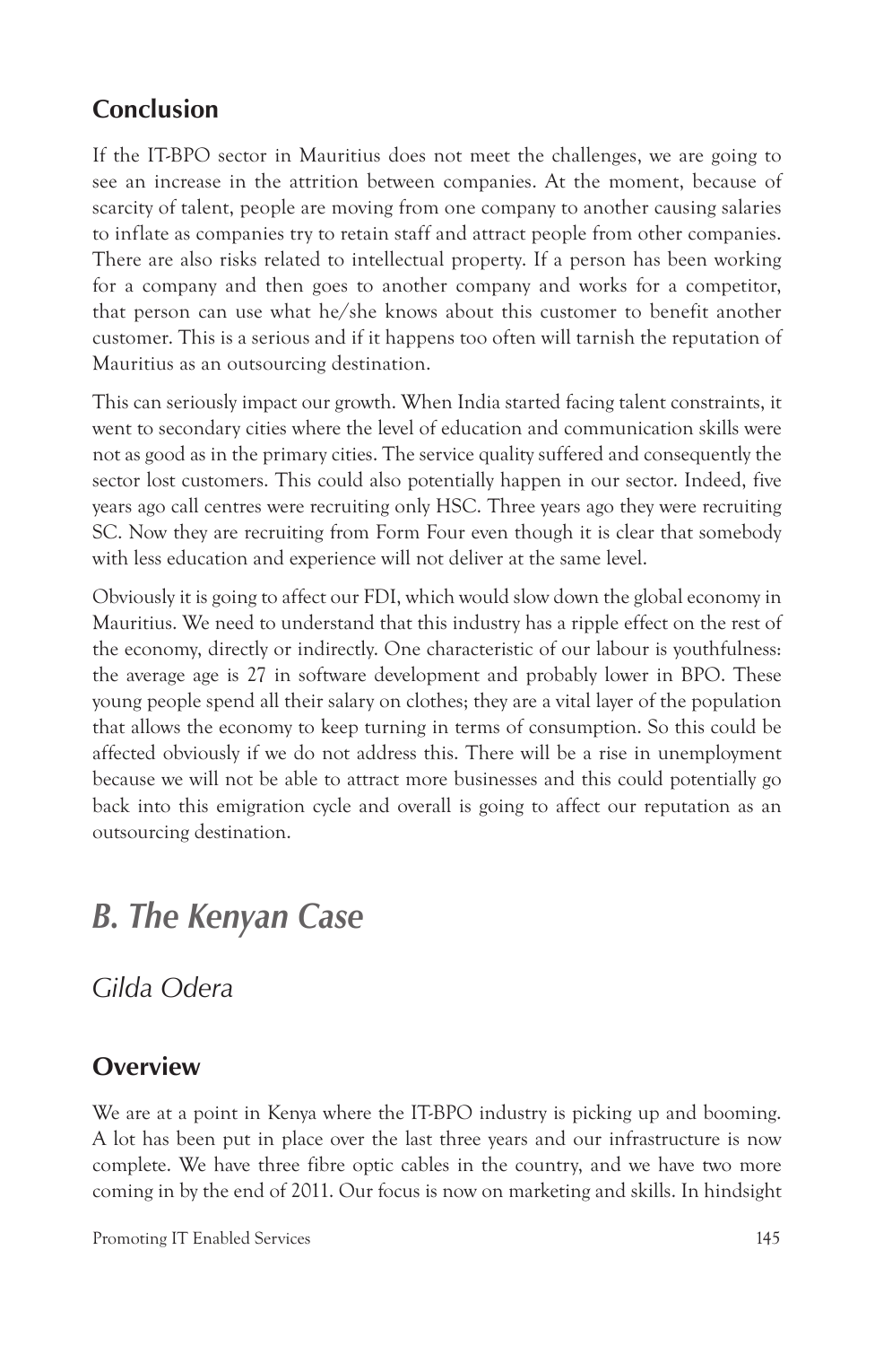## Conclusion

If the IT-BPO sector in Mauritius does not meet the challenges, we are going to see an increase in the attrition between companies. At the moment, because of scarcity of talent, people are moving from one company to another causing salaries to inflate as companies try to retain staff and attract people from other companies. There are also risks related to intellectual property. If a person has been working for a company and then goes to another company and works for a competitor, that person can use what he/she knows about this customer to benefit another customer. This is a serious and if it happens too often will tarnish the reputation of Mauritius as an outsourcing destination.

This can seriously impact our growth. When India started facing talent constraints, it went to secondary cities where the level of education and communication skills were not as good as in the primary cities. The service quality suffered and consequently the sector lost customers. This could also potentially happen in our sector. Indeed, five years ago call centres were recruiting only HSC. Three years ago they were recruiting SC. Now they are recruiting from Form Four even though it is clear that somebody with less education and experience will not deliver at the same level.

Obviously it is going to affect our FDI, which would slow down the global economy in Mauritius. We need to understand that this industry has a ripple effect on the rest of the economy, directly or indirectly. One characteristic of our labour is youthfulness: the average age is 27 in software development and probably lower in BPO. These young people spend all their salary on clothes; they are a vital layer of the population that allows the economy to keep turning in terms of consumption. So this could be affected obviously if we do not address this. There will be a rise in unemployment because we will not be able to attract more businesses and this could potentially go back into this emigration cycle and overall is going to affect our reputation as an outsourcing destination.

# *B. The Kenyan Case*

*Gilda Odera*

## Overview

We are at a point in Kenya where the IT-BPO industry is picking up and booming. A lot has been put in place over the last three years and our infrastructure is now complete. We have three fibre optic cables in the country, and we have two more coming in by the end of 2011. Our focus is now on marketing and skills. In hindsight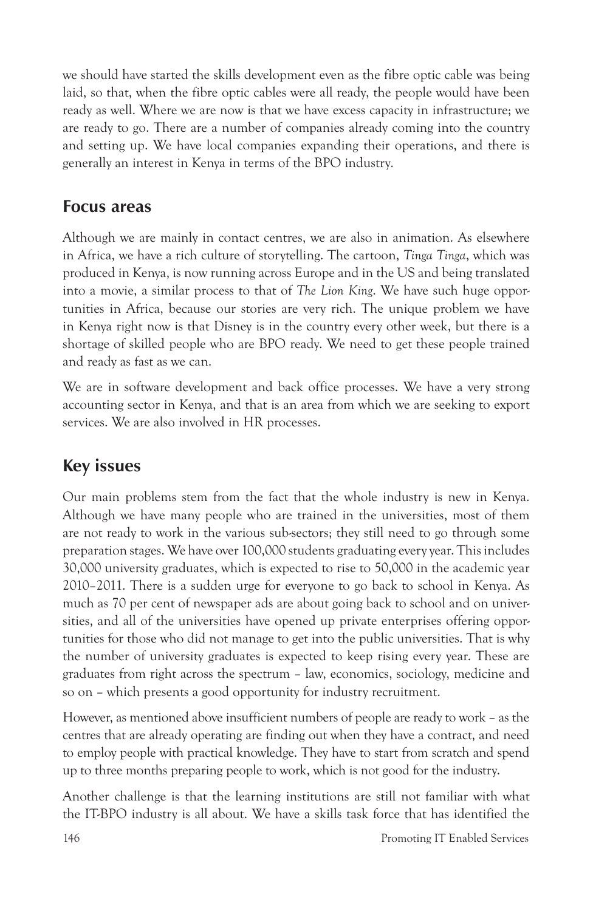we should have started the skills development even as the fibre optic cable was being laid, so that, when the fibre optic cables were all ready, the people would have been ready as well. Where we are now is that we have excess capacity in infrastructure; we are ready to go. There are a number of companies already coming into the country and setting up. We have local companies expanding their operations, and there is generally an interest in Kenya in terms of the BPO industry.

## Focus areas

Although we are mainly in contact centres, we are also in animation. As elsewhere in Africa, we have a rich culture of storytelling. The cartoon, *Tinga Tinga*, which was produced in Kenya, is now running across Europe and in the US and being translated into a movie, a similar process to that of *The Lion King*. We have such huge opportunities in Africa, because our stories are very rich. The unique problem we have in Kenya right now is that Disney is in the country every other week, but there is a shortage of skilled people who are BPO ready. We need to get these people trained and ready as fast as we can.

We are in software development and back office processes. We have a very strong accounting sector in Kenya, and that is an area from which we are seeking to export services. We are also involved in HR processes.

## Key issues

Our main problems stem from the fact that the whole industry is new in Kenya. Although we have many people who are trained in the universities, most of them are not ready to work in the various sub-sectors; they still need to go through some preparation stages. We have over 100,000 students graduating every year. This includes 30,000 university graduates, which is expected to rise to 50,000 in the academic year 2010–2011. There is a sudden urge for everyone to go back to school in Kenya. As much as 70 per cent of newspaper ads are about going back to school and on universities, and all of the universities have opened up private enterprises offering opportunities for those who did not manage to get into the public universities. That is why the number of university graduates is expected to keep rising every year. These are graduates from right across the spectrum – law, economics, sociology, medicine and so on – which presents a good opportunity for industry recruitment.

However, as mentioned above insufficient numbers of people are ready to work – as the centres that are already operating are finding out when they have a contract, and need to employ people with practical knowledge. They have to start from scratch and spend up to three months preparing people to work, which is not good for the industry.

Another challenge is that the learning institutions are still not familiar with what the IT-BPO industry is all about. We have a skills task force that has identified the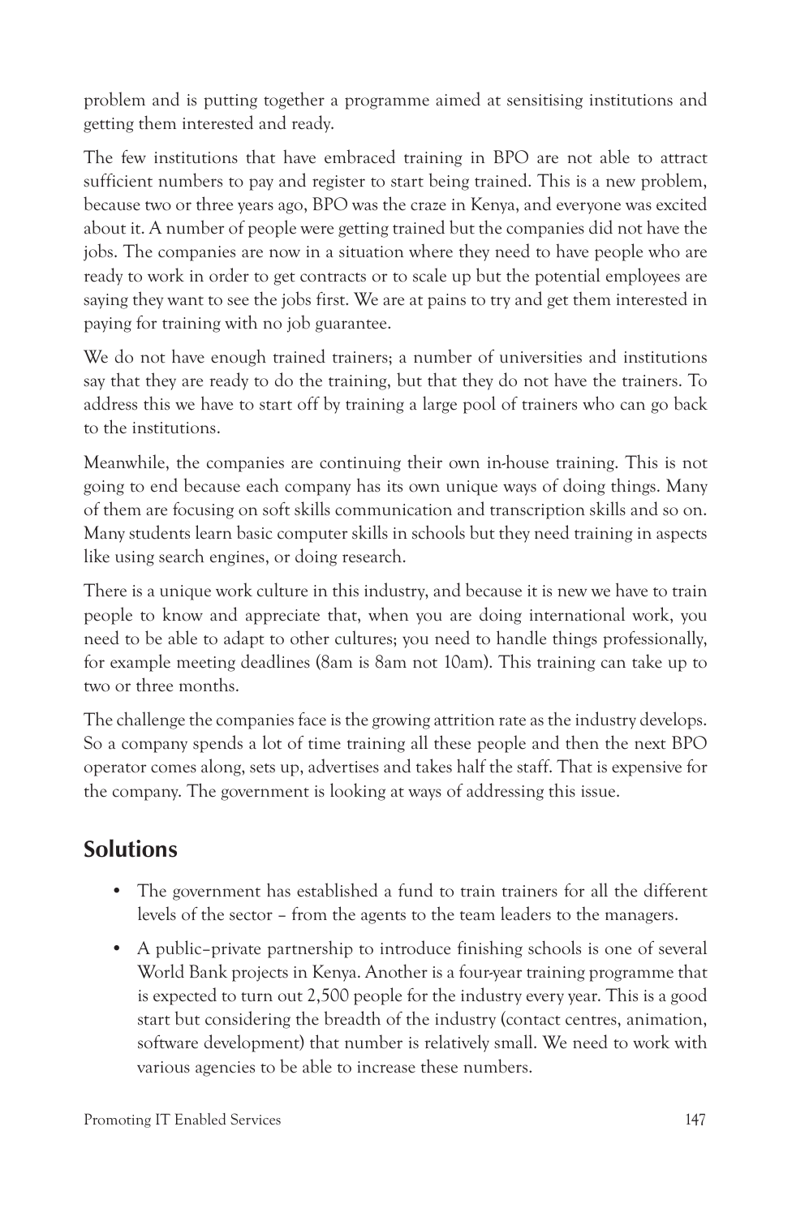problem and is putting together a programme aimed at sensitising institutions and getting them interested and ready.

The few institutions that have embraced training in BPO are not able to attract sufficient numbers to pay and register to start being trained. This is a new problem, because two or three years ago, BPO was the craze in Kenya, and everyone was excited about it. A number of people were getting trained but the companies did not have the jobs. The companies are now in a situation where they need to have people who are ready to work in order to get contracts or to scale up but the potential employees are saying they want to see the jobs first. We are at pains to try and get them interested in paying for training with no job guarantee.

We do not have enough trained trainers; a number of universities and institutions say that they are ready to do the training, but that they do not have the trainers. To address this we have to start off by training a large pool of trainers who can go back to the institutions.

Meanwhile, the companies are continuing their own in-house training. This is not going to end because each company has its own unique ways of doing things. Many of them are focusing on soft skills communication and transcription skills and so on. Many students learn basic computer skills in schools but they need training in aspects like using search engines, or doing research.

There is a unique work culture in this industry, and because it is new we have to train people to know and appreciate that, when you are doing international work, you need to be able to adapt to other cultures; you need to handle things professionally, for example meeting deadlines (8am is 8am not 10am). This training can take up to two or three months.

The challenge the companies face is the growing attrition rate as the industry develops. So a company spends a lot of time training all these people and then the next BPO operator comes along, sets up, advertises and takes half the staff. That is expensive for the company. The government is looking at ways of addressing this issue.

## Solutions

- The government has established a fund to train trainers for all the different levels of the sector – from the agents to the team leaders to the managers.
- A public–private partnership to introduce finishing schools is one of several World Bank projects in Kenya. Another is a four-year training programme that is expected to turn out 2,500 people for the industry every year. This is a good start but considering the breadth of the industry (contact centres, animation, software development) that number is relatively small. We need to work with various agencies to be able to increase these numbers.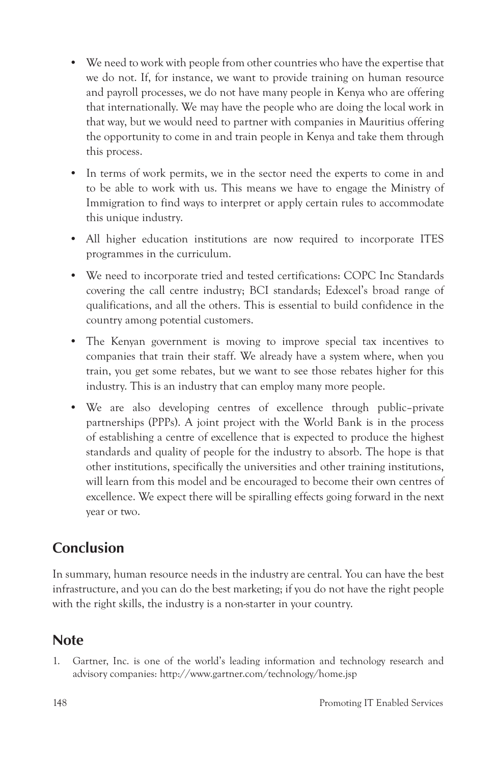- We need to work with people from other countries who have the expertise that we do not. If, for instance, we want to provide training on human resource and payroll processes, we do not have many people in Kenya who are offering that internationally. We may have the people who are doing the local work in that way, but we would need to partner with companies in Mauritius offering the opportunity to come in and train people in Kenya and take them through this process.
- In terms of work permits, we in the sector need the experts to come in and to be able to work with us. This means we have to engage the Ministry of Immigration to find ways to interpret or apply certain rules to accommodate this unique industry.
- All higher education institutions are now required to incorporate ITES programmes in the curriculum.
- We need to incorporate tried and tested certifications: COPC Inc Standards covering the call centre industry; BCI standards; Edexcel's broad range of qualifications, and all the others. This is essential to build confidence in the country among potential customers.
- The Kenyan government is moving to improve special tax incentives to companies that train their staff. We already have a system where, when you train, you get some rebates, but we want to see those rebates higher for this industry. This is an industry that can employ many more people.
- We are also developing centres of excellence through public–private partnerships (PPPs). A joint project with the World Bank is in the process of establishing a centre of excellence that is expected to produce the highest standards and quality of people for the industry to absorb. The hope is that other institutions, specifically the universities and other training institutions, will learn from this model and be encouraged to become their own centres of excellence. We expect there will be spiralling effects going forward in the next year or two.

## Conclusion

In summary, human resource needs in the industry are central. You can have the best infrastructure, and you can do the best marketing; if you do not have the right people with the right skills, the industry is a non-starter in your country.

## Note

1. Gartner, Inc. is one of the world's leading information and technology research and advisory companies: http://www.gartner.com/technology/home.jsp